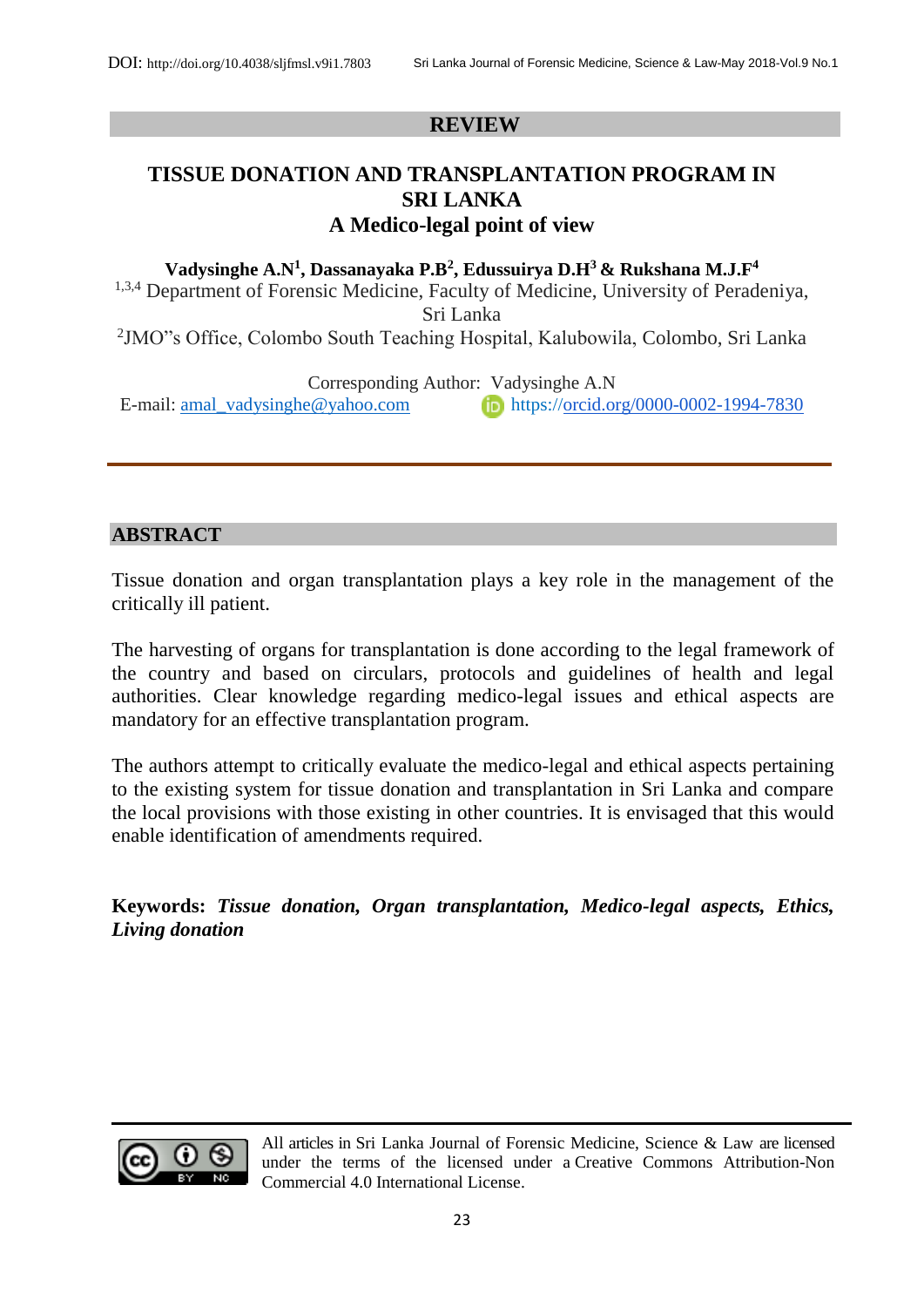## REVIEW

# TISSUE DONATION AND TRANSPLANTATION PROGRAM IN SRI LANKA
## A Medico-legal point of view

**Vadysinghe A.N[1], Dassanayaka P.B[2], Edussuirya D.H[3] & Rukshana M.J.F[4]**

[1,3,4] Department of Forensic Medicine, Faculty of Medicine, University of Peradeniya, Sri Lanka

[2]JMO"s Office, Colombo South Teaching Hospital, Kalubowila, Colombo, Sri Lanka

Corresponding Author: Vadysinghe A.N

E-mail: amal_vadysinghe@yahoo.com https://orcid.org/0000-0002-1994-7830

## ABSTRACT

Tissue donation and organ transplantation plays a key role in the management of the critically ill patient.

The harvesting of organs for transplantation is done according to the legal framework of the country and based on circulars, protocols and guidelines of health and legal authorities. Clear knowledge regarding medico-legal issues and ethical aspects are mandatory for an effective transplantation program.

The authors attempt to critically evaluate the medico-legal and ethical aspects pertaining to the existing system for tissue donation and transplantation in Sri Lanka and compare the local provisions with those existing in other countries. It is envisaged that this would enable identification of amendments required.

**Keywords:** ***Tissue donation, Organ transplantation, Medico-legal aspects, Ethics, Living donation***

All articles in Sri Lanka Journal of Forensic Medicine, Science & Law are licensed under the terms of the licensed under a Creative Commons Attribution-Non Commercial 4.0 International License.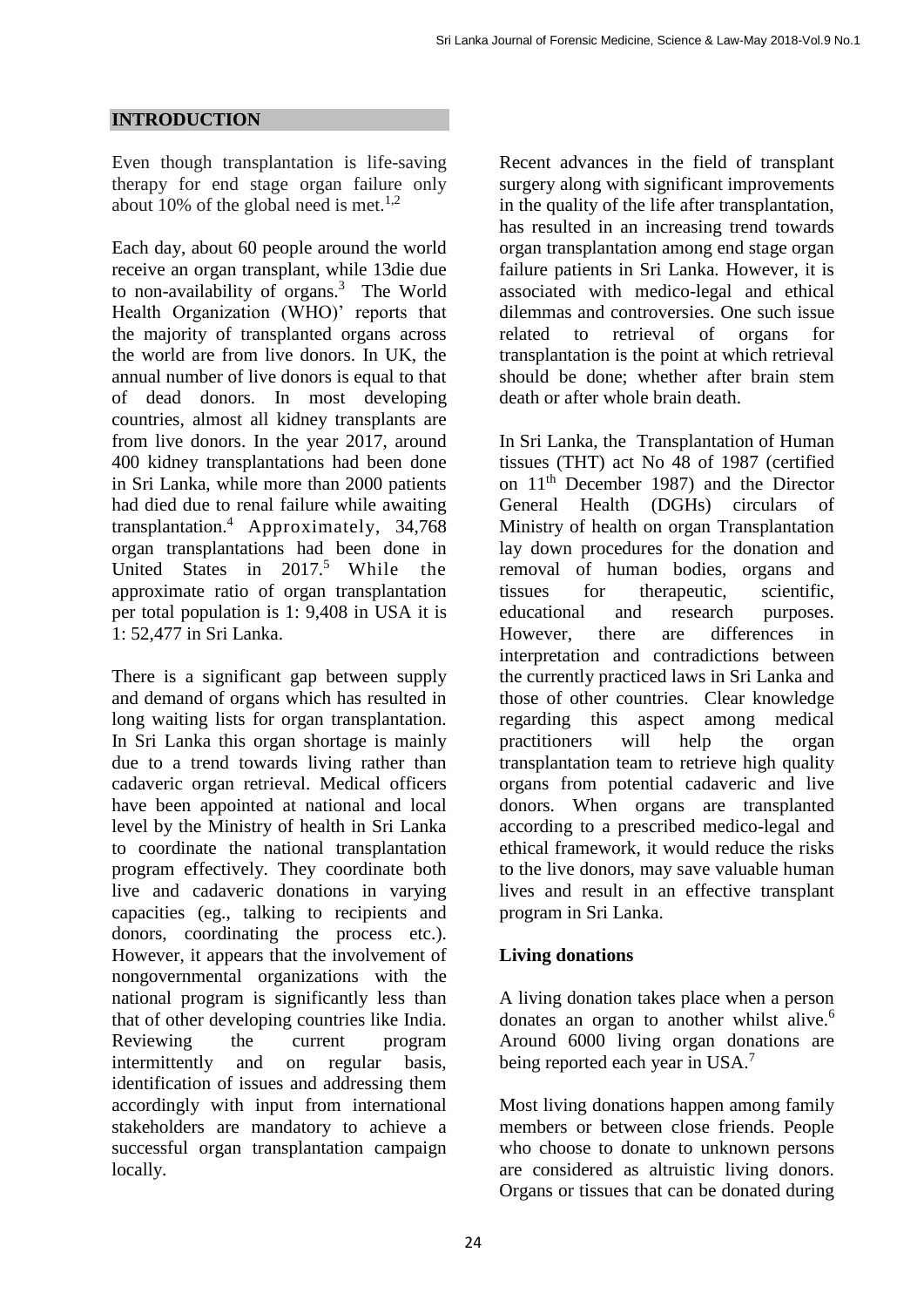## INTRODUCTION

Even though transplantation is life-saving therapy for end stage organ failure only about 10% of the global need is met.[1,2]

Each day, about 60 people around the world receive an organ transplant, while 13die due to non-availability of organs.[3] The World Health Organization (WHO)' reports that the majority of transplanted organs across the world are from live donors. In UK, the annual number of live donors is equal to that of dead donors. In most developing countries, almost all kidney transplants are from live donors. In the year 2017, around 400 kidney transplantations had been done in Sri Lanka, while more than 2000 patients had died due to renal failure while awaiting transplantation.[4] Approximately, 34,768 organ transplantations had been done in United States in 2017.[5] While the approximate ratio of organ transplantation per total population is 1: 9,408 in USA it is 1: 52,477 in Sri Lanka.

There is a significant gap between supply and demand of organs which has resulted in long waiting lists for organ transplantation. In Sri Lanka this organ shortage is mainly due to a trend towards living rather than cadaveric organ retrieval. Medical officers have been appointed at national and local level by the Ministry of health in Sri Lanka to coordinate the national transplantation program effectively. They coordinate both live and cadaveric donations in varying capacities (eg., talking to recipients and donors, coordinating the process etc.). However, it appears that the involvement of nongovernmental organizations with the national program is significantly less than that of other developing countries like India. Reviewing the current program intermittently and on regular basis, identification of issues and addressing them accordingly with input from international stakeholders are mandatory to achieve a successful organ transplantation campaign locally.

Recent advances in the field of transplant surgery along with significant improvements in the quality of the life after transplantation, has resulted in an increasing trend towards organ transplantation among end stage organ failure patients in Sri Lanka. However, it is associated with medico-legal and ethical dilemmas and controversies. One such issue related to retrieval of organs for transplantation is the point at which retrieval should be done; whether after brain stem death or after whole brain death.

In Sri Lanka, the Transplantation of Human tissues (THT) act No 48 of 1987 (certified on 11th December 1987) and the Director General Health (DGHs) circulars of Ministry of health on organ Transplantation lay down procedures for the donation and removal of human bodies, organs and tissues for therapeutic, scientific, educational and research purposes. However, there are differences in interpretation and contradictions between the currently practiced laws in Sri Lanka and those of other countries. Clear knowledge regarding this aspect among medical practitioners will help the organ transplantation team to retrieve high quality organs from potential cadaveric and live donors. When organs are transplanted according to a prescribed medico-legal and ethical framework, it would reduce the risks to the live donors, may save valuable human lives and result in an effective transplant program in Sri Lanka.

### Living donations

A living donation takes place when a person donates an organ to another whilst alive.[6] Around 6000 living organ donations are being reported each year in USA.[7]

Most living donations happen among family members or between close friends. People who choose to donate to unknown persons are considered as altruistic living donors. Organs or tissues that can be donated during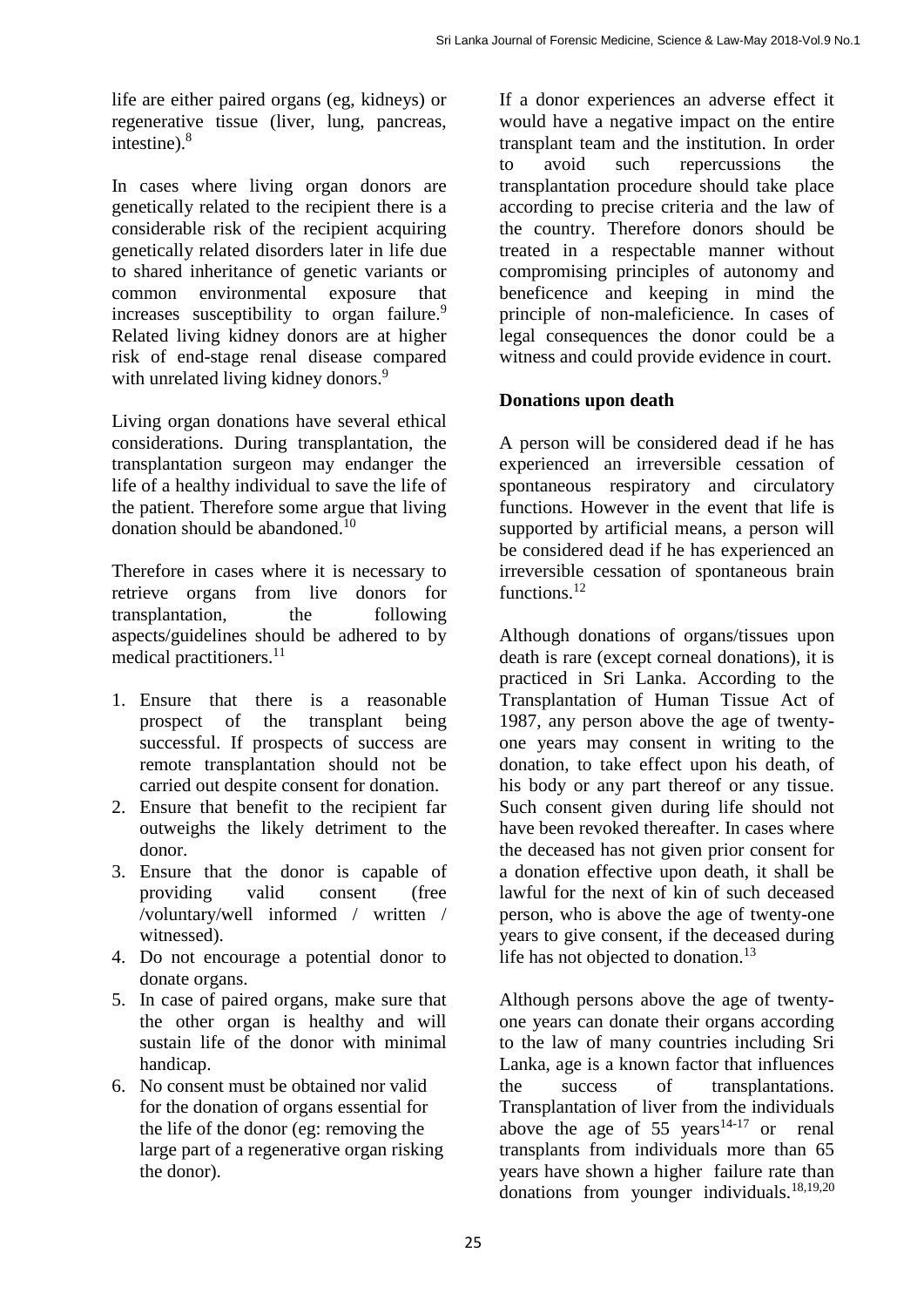life are either paired organs (eg, kidneys) or regenerative tissue (liver, lung, pancreas, intestine).[8]

In cases where living organ donors are genetically related to the recipient there is a considerable risk of the recipient acquiring genetically related disorders later in life due to shared inheritance of genetic variants or common environmental exposure that increases susceptibility to organ failure.[9] Related living kidney donors are at higher risk of end-stage renal disease compared with unrelated living kidney donors.[9]

Living organ donations have several ethical considerations. During transplantation, the transplantation surgeon may endanger the life of a healthy individual to save the life of the patient. Therefore some argue that living donation should be abandoned.[10]

Therefore in cases where it is necessary to retrieve organs from live donors for transplantation, the following aspects/guidelines should be adhered to by medical practitioners.[11]

1. Ensure that there is a reasonable prospect of the transplant being successful. If prospects of success are remote transplantation should not be carried out despite consent for donation.
2. Ensure that benefit to the recipient far outweighs the likely detriment to the donor.
3. Ensure that the donor is capable of providing valid consent (free /voluntary/well informed / written / witnessed).
4. Do not encourage a potential donor to donate organs.
5. In case of paired organs, make sure that the other organ is healthy and will sustain life of the donor with minimal handicap.
6. No consent must be obtained nor valid for the donation of organs essential for the life of the donor (eg: removing the large part of a regenerative organ risking the donor).

If a donor experiences an adverse effect it would have a negative impact on the entire transplant team and the institution. In order to avoid such repercussions the transplantation procedure should take place according to precise criteria and the law of the country. Therefore donors should be treated in a respectable manner without compromising principles of autonomy and beneficence and keeping in mind the principle of non-maleficience. In cases of legal consequences the donor could be a witness and could provide evidence in court.

**Donations upon death**

A person will be considered dead if he has experienced an irreversible cessation of spontaneous respiratory and circulatory functions. However in the event that life is supported by artificial means, a person will be considered dead if he has experienced an irreversible cessation of spontaneous brain functions.[12]

Although donations of organs/tissues upon death is rare (except corneal donations), it is practiced in Sri Lanka. According to the Transplantation of Human Tissue Act of 1987, any person above the age of twenty-one years may consent in writing to the donation, to take effect upon his death, of his body or any part thereof or any tissue. Such consent given during life should not have been revoked thereafter. In cases where the deceased has not given prior consent for a donation effective upon death, it shall be lawful for the next of kin of such deceased person, who is above the age of twenty-one years to give consent, if the deceased during life has not objected to donation.[13]

Although persons above the age of twenty-one years can donate their organs according to the law of many countries including Sri Lanka, age is a known factor that influences the success of transplantations. Transplantation of liver from the individuals above the age of 55 years[14-17] or renal transplants from individuals more than 65 years have shown a higher failure rate than donations from younger individuals.[18,19,20]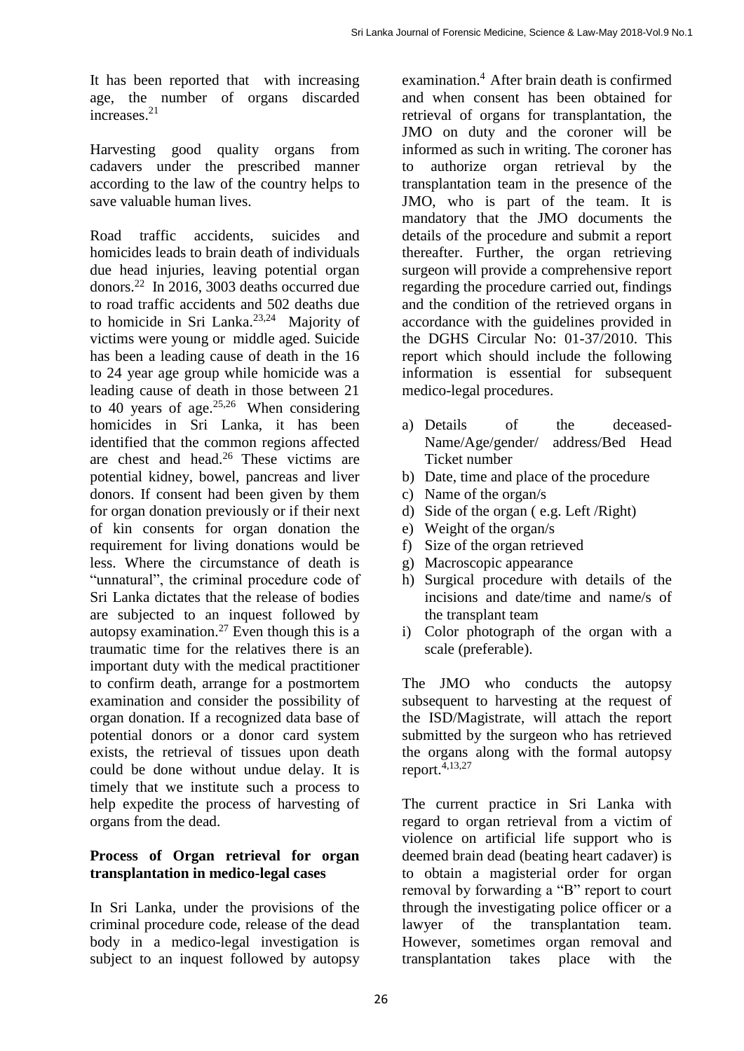It has been reported that with increasing age, the number of organs discarded increases.[21]

Harvesting good quality organs from cadavers under the prescribed manner according to the law of the country helps to save valuable human lives.

Road traffic accidents, suicides and homicides leads to brain death of individuals due head injuries, leaving potential organ donors.[22] In 2016, 3003 deaths occurred due to road traffic accidents and 502 deaths due to homicide in Sri Lanka.[23,24] Majority of victims were young or middle aged. Suicide has been a leading cause of death in the 16 to 24 year age group while homicide was a leading cause of death in those between 21 to 40 years of age.[25,26] When considering homicides in Sri Lanka, it has been identified that the common regions affected are chest and head.[26] These victims are potential kidney, bowel, pancreas and liver donors. If consent had been given by them for organ donation previously or if their next of kin consents for organ donation the requirement for living donations would be less. Where the circumstance of death is "unnatural", the criminal procedure code of Sri Lanka dictates that the release of bodies are subjected to an inquest followed by autopsy examination.[27] Even though this is a traumatic time for the relatives there is an important duty with the medical practitioner to confirm death, arrange for a postmortem examination and consider the possibility of organ donation. If a recognized data base of potential donors or a donor card system exists, the retrieval of tissues upon death could be done without undue delay. It is timely that we institute such a process to help expedite the process of harvesting of organs from the dead.

**Process of Organ retrieval for organ transplantation in medico-legal cases**

In Sri Lanka, under the provisions of the criminal procedure code, release of the dead body in a medico-legal investigation is subject to an inquest followed by autopsy examination.[4] After brain death is confirmed and when consent has been obtained for retrieval of organs for transplantation, the JMO on duty and the coroner will be informed as such in writing. The coroner has to authorize organ retrieval by the transplantation team in the presence of the JMO, who is part of the team. It is mandatory that the JMO documents the details of the procedure and submit a report thereafter. Further, the organ retrieving surgeon will provide a comprehensive report regarding the procedure carried out, findings and the condition of the retrieved organs in accordance with the guidelines provided in the DGHS Circular No: 01-37/2010. This report which should include the following information is essential for subsequent medico-legal procedures.

a) Details of the deceased- Name/Age/gender/ address/Bed Head Ticket number
b) Date, time and place of the procedure
c) Name of the organ/s
d) Side of the organ ( e.g. Left /Right)
e) Weight of the organ/s
f) Size of the organ retrieved
g) Macroscopic appearance
h) Surgical procedure with details of the incisions and date/time and name/s of the transplant team
i) Color photograph of the organ with a scale (preferable).

The JMO who conducts the autopsy subsequent to harvesting at the request of the ISD/Magistrate, will attach the report submitted by the surgeon who has retrieved the organs along with the formal autopsy report.[4,13,27]

The current practice in Sri Lanka with regard to organ retrieval from a victim of violence on artificial life support who is deemed brain dead (beating heart cadaver) is to obtain a magisterial order for organ removal by forwarding a "B" report to court through the investigating police officer or a lawyer of the transplantation team. However, sometimes organ removal and transplantation takes place with the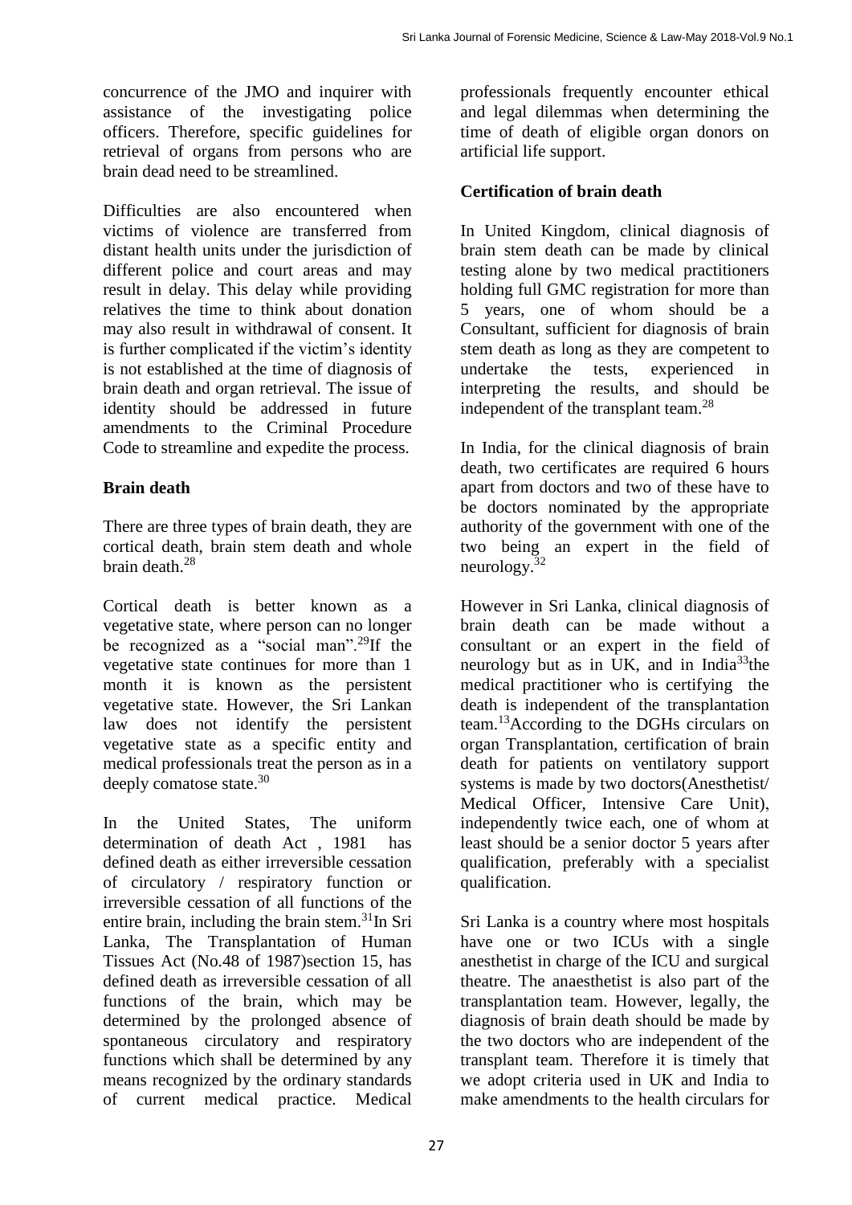concurrence of the JMO and inquirer with assistance of the investigating police officers. Therefore, specific guidelines for retrieval of organs from persons who are brain dead need to be streamlined.

Difficulties are also encountered when victims of violence are transferred from distant health units under the jurisdiction of different police and court areas and may result in delay. This delay while providing relatives the time to think about donation may also result in withdrawal of consent. It is further complicated if the victim's identity is not established at the time of diagnosis of brain death and organ retrieval. The issue of identity should be addressed in future amendments to the Criminal Procedure Code to streamline and expedite the process.

## Brain death

There are three types of brain death, they are cortical death, brain stem death and whole brain death.[28]

Cortical death is better known as a vegetative state, where person can no longer be recognized as a "social man".[29] If the vegetative state continues for more than 1 month it is known as the persistent vegetative state. However, the Sri Lankan law does not identify the persistent vegetative state as a specific entity and medical professionals treat the person as in a deeply comatose state.[30]

In the United States, The uniform determination of death Act , 1981 has defined death as either irreversible cessation of circulatory / respiratory function or irreversible cessation of all functions of the entire brain, including the brain stem.[31] In Sri Lanka, The Transplantation of Human Tissues Act (No.48 of 1987)section 15, has defined death as irreversible cessation of all functions of the brain, which may be determined by the prolonged absence of spontaneous circulatory and respiratory functions which shall be determined by any means recognized by the ordinary standards of current medical practice. Medical professionals frequently encounter ethical and legal dilemmas when determining the time of death of eligible organ donors on artificial life support.

## Certification of brain death

In United Kingdom, clinical diagnosis of brain stem death can be made by clinical testing alone by two medical practitioners holding full GMC registration for more than 5 years, one of whom should be a Consultant, sufficient for diagnosis of brain stem death as long as they are competent to undertake the tests, experienced in interpreting the results, and should be independent of the transplant team.[28]

In India, for the clinical diagnosis of brain death, two certificates are required 6 hours apart from doctors and two of these have to be doctors nominated by the appropriate authority of the government with one of the two being an expert in the field of neurology.[32]

However in Sri Lanka, clinical diagnosis of brain death can be made without a consultant or an expert in the field of neurology but as in UK, and in India[33] the medical practitioner who is certifying the death is independent of the transplantation team.[13] According to the DGHs circulars on organ Transplantation, certification of brain death for patients on ventilatory support systems is made by two doctors(Anesthetist/ Medical Officer, Intensive Care Unit), independently twice each, one of whom at least should be a senior doctor 5 years after qualification, preferably with a specialist qualification.

Sri Lanka is a country where most hospitals have one or two ICUs with a single anesthetist in charge of the ICU and surgical theatre. The anaesthetist is also part of the transplantation team. However, legally, the diagnosis of brain death should be made by the two doctors who are independent of the transplant team. Therefore it is timely that we adopt criteria used in UK and India to make amendments to the health circulars for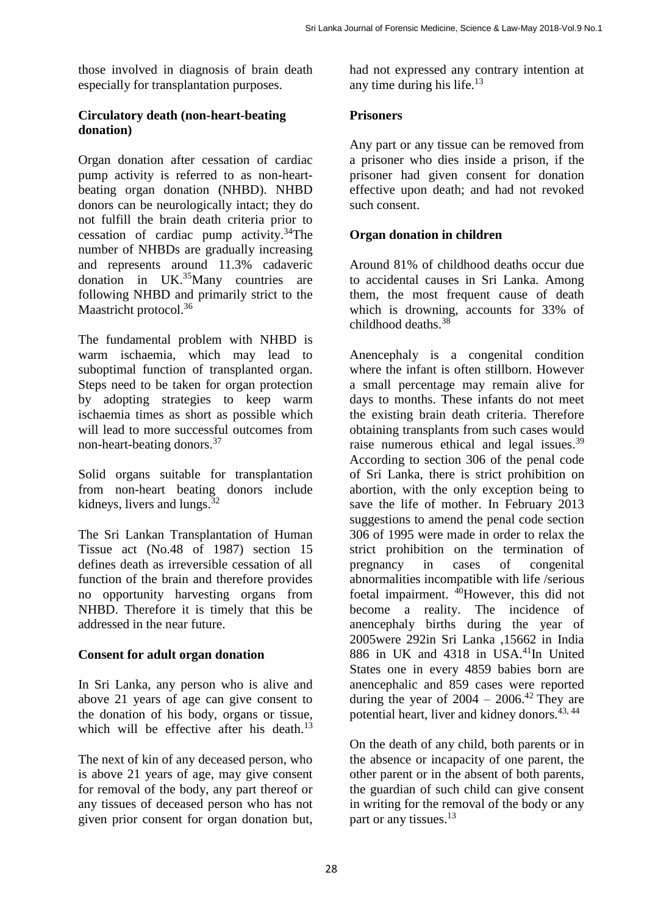those involved in diagnosis of brain death especially for transplantation purposes.

**Circulatory death (non-heart-beating donation)**

Organ donation after cessation of cardiac pump activity is referred to as non-heart-beating organ donation (NHBD). NHBD donors can be neurologically intact; they do not fulfill the brain death criteria prior to cessation of cardiac pump activity.[34]The number of NHBDs are gradually increasing and represents around 11.3% cadaveric donation in UK.[35]Many countries are following NHBD and primarily strict to the Maastricht protocol.[36]

The fundamental problem with NHBD is warm ischaemia, which may lead to suboptimal function of transplanted organ. Steps need to be taken for organ protection by adopting strategies to keep warm ischaemia times as short as possible which will lead to more successful outcomes from non-heart-beating donors.[37]

Solid organs suitable for transplantation from non-heart beating donors include kidneys, livers and lungs.[32]

The Sri Lankan Transplantation of Human Tissue act (No.48 of 1987) section 15 defines death as irreversible cessation of all function of the brain and therefore provides no opportunity harvesting organs from NHBD. Therefore it is timely that this be addressed in the near future.

**Consent for adult organ donation**

In Sri Lanka, any person who is alive and above 21 years of age can give consent to the donation of his body, organs or tissue, which will be effective after his death.[13]

The next of kin of any deceased person, who is above 21 years of age, may give consent for removal of the body, any part thereof or any tissues of deceased person who has not given prior consent for organ donation but, had not expressed any contrary intention at any time during his life.[13]

**Prisoners**

Any part or any tissue can be removed from a prisoner who dies inside a prison, if the prisoner had given consent for donation effective upon death; and had not revoked such consent.

**Organ donation in children**

Around 81% of childhood deaths occur due to accidental causes in Sri Lanka. Among them, the most frequent cause of death which is drowning, accounts for 33% of childhood deaths.[38]

Anencephaly is a congenital condition where the infant is often stillborn. However a small percentage may remain alive for days to months. These infants do not meet the existing brain death criteria. Therefore obtaining transplants from such cases would raise numerous ethical and legal issues.[39] According to section 306 of the penal code of Sri Lanka, there is strict prohibition on abortion, with the only exception being to save the life of mother. In February 2013 suggestions to amend the penal code section 306 of 1995 were made in order to relax the strict prohibition on the termination of pregnancy in cases of congenital abnormalities incompatible with life /serious foetal impairment. [40]However, this did not become a reality. The incidence of anencephaly births during the year of 2005were 292in Sri Lanka ,15662 in India 886 in UK and 4318 in USA.[41]In United States one in every 4859 babies born are anencephalic and 859 cases were reported during the year of 2004 – 2006.[42] They are potential heart, liver and kidney donors.[43, 44]

On the death of any child, both parents or in the absence or incapacity of one parent, the other parent or in the absent of both parents, the guardian of such child can give consent in writing for the removal of the body or any part or any tissues.[13]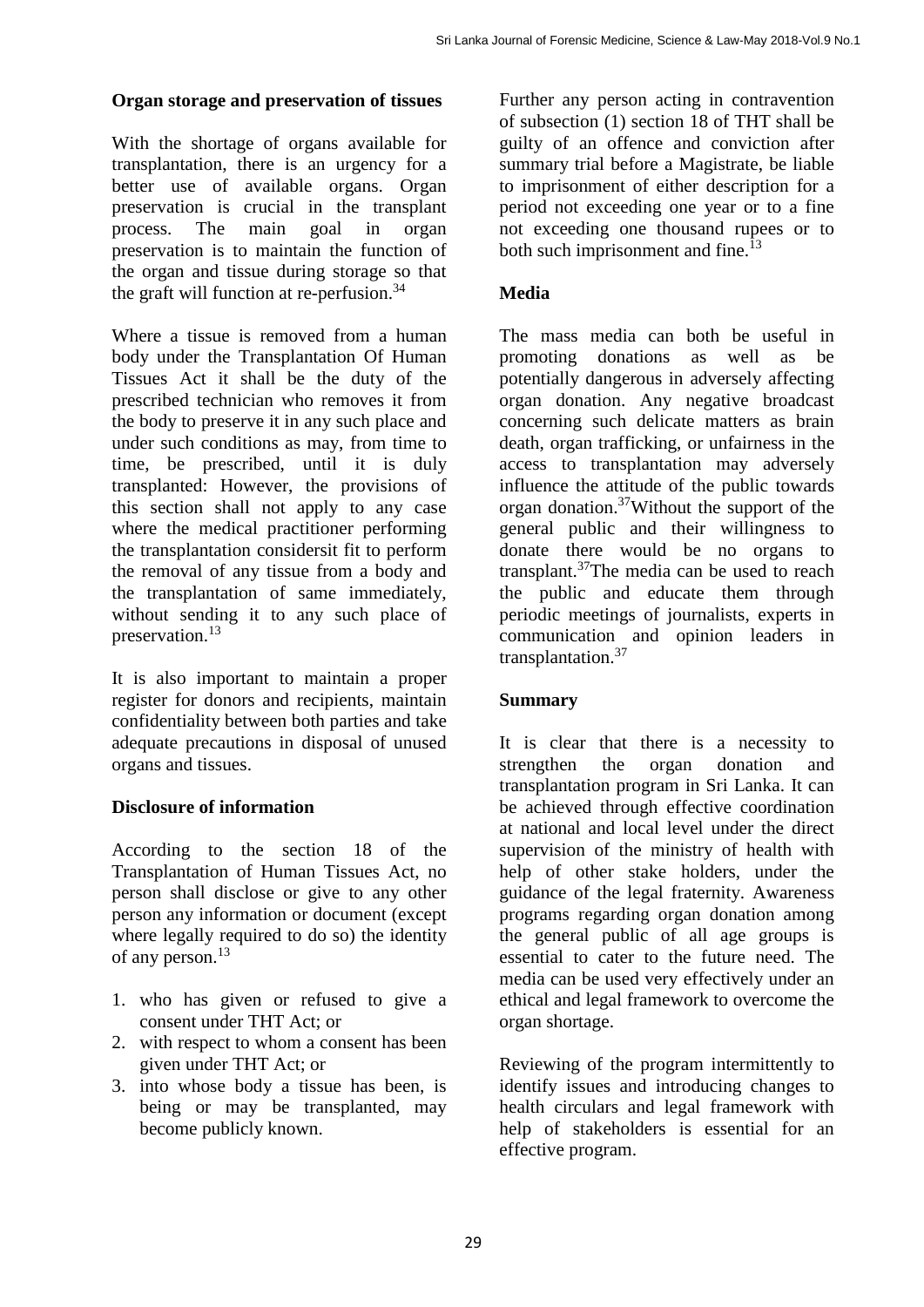### Organ storage and preservation of tissues

With the shortage of organs available for transplantation, there is an urgency for a better use of available organs. Organ preservation is crucial in the transplant process. The main goal in organ preservation is to maintain the function of the organ and tissue during storage so that the graft will function at re-perfusion.[34]

Where a tissue is removed from a human body under the Transplantation Of Human Tissues Act it shall be the duty of the prescribed technician who removes it from the body to preserve it in any such place and under such conditions as may, from time to time, be prescribed, until it is duly transplanted: However, the provisions of this section shall not apply to any case where the medical practitioner performing the transplantation considersit fit to perform the removal of any tissue from a body and the transplantation of same immediately, without sending it to any such place of preservation.[13]

It is also important to maintain a proper register for donors and recipients, maintain confidentiality between both parties and take adequate precautions in disposal of unused organs and tissues.

### Disclosure of information

According to the section 18 of the Transplantation of Human Tissues Act, no person shall disclose or give to any other person any information or document (except where legally required to do so) the identity of any person.[13]

1. who has given or refused to give a consent under THT Act; or
2. with respect to whom a consent has been given under THT Act; or
3. into whose body a tissue has been, is being or may be transplanted, may become publicly known.

Further any person acting in contravention of subsection (1) section 18 of THT shall be guilty of an offence and conviction after summary trial before a Magistrate, be liable to imprisonment of either description for a period not exceeding one year or to a fine not exceeding one thousand rupees or to both such imprisonment and fine.[13]

### Media

The mass media can both be useful in promoting donations as well as be potentially dangerous in adversely affecting organ donation. Any negative broadcast concerning such delicate matters as brain death, organ trafficking, or unfairness in the access to transplantation may adversely influence the attitude of the public towards organ donation.[37]Without the support of the general public and their willingness to donate there would be no organs to transplant.[37]The media can be used to reach the public and educate them through periodic meetings of journalists, experts in communication and opinion leaders in transplantation.[37]

### Summary

It is clear that there is a necessity to strengthen the organ donation and transplantation program in Sri Lanka. It can be achieved through effective coordination at national and local level under the direct supervision of the ministry of health with help of other stake holders, under the guidance of the legal fraternity. Awareness programs regarding organ donation among the general public of all age groups is essential to cater to the future need. The media can be used very effectively under an ethical and legal framework to overcome the organ shortage.

Reviewing of the program intermittently to identify issues and introducing changes to health circulars and legal framework with help of stakeholders is essential for an effective program.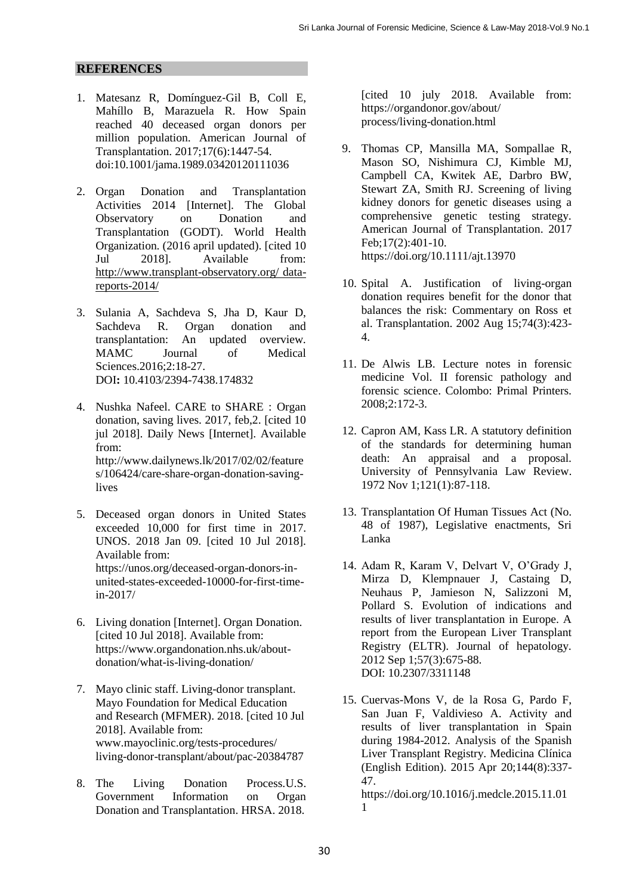## REFERENCES

1. Matesanz R, Domínguez‐Gil B, Coll E, Mahíllo B, Marazuela R. How Spain reached 40 deceased organ donors per million population. American Journal of Transplantation. 2017;17(6):1447-54. doi:10.1001/jama.1989.03420120111036

2. Organ Donation and Transplantation Activities 2014 [Internet]. The Global Observatory on Donation and Transplantation (GODT). World Health Organization. (2016 april updated). [cited 10 Jul 2018]. Available from: http://www.transplant-observatory.org/ data-reports-2014/

3. Sulania A, Sachdeva S, Jha D, Kaur D, Sachdeva R. Organ donation and transplantation: An updated overview. MAMC Journal of Medical Sciences.2016;2:18-27. DOI**:** 10.4103/2394-7438.174832

4. Nushka Nafeel. CARE to SHARE : Organ donation, saving lives. 2017, feb,2. [cited 10 jul 2018]. Daily News [Internet]. Available from: http://www.dailynews.lk/2017/02/02/features/106424/care-share-organ-donation-saving-lives

5. Deceased organ donors in United States exceeded 10,000 for first time in 2017. UNOS. 2018 Jan 09. [cited 10 Jul 2018]. Available from: https://unos.org/deceased-organ-donors-in-united-states-exceeded-10000-for-first-time-in-2017/

6. Living donation [Internet]. Organ Donation. [cited 10 Jul 2018]. Available from: https://www.organdonation.nhs.uk/about-donation/what-is-living-donation/

7. Mayo clinic staff. Living-donor transplant. Mayo Foundation for Medical Education and Research (MFMER). 2018. [cited 10 Jul 2018]. Available from: www.mayoclinic.org/tests-procedures/ living-donor-transplant/about/pac-20384787

8. The Living Donation Process.U.S. Government Information on Organ Donation and Transplantation. HRSA. 2018. [cited 10 july 2018. Available from: https://organdonor.gov/about/ process/living-donation.html

9. Thomas CP, Mansilla MA, Sompallae R, Mason SO, Nishimura CJ, Kimble MJ, Campbell CA, Kwitek AE, Darbro BW, Stewart ZA, Smith RJ. Screening of living kidney donors for genetic diseases using a comprehensive genetic testing strategy. American Journal of Transplantation. 2017 Feb;17(2):401-10. https://doi.org/10.1111/ajt.13970

10. Spital A. Justification of living-organ donation requires benefit for the donor that balances the risk: Commentary on Ross et al. Transplantation. 2002 Aug 15;74(3):423-4.

11. De Alwis LB. Lecture notes in forensic medicine Vol. II forensic pathology and forensic science. Colombo: Primal Printers. 2008;2:172-3.

12. Capron AM, Kass LR. A statutory definition of the standards for determining human death: An appraisal and a proposal. University of Pennsylvania Law Review. 1972 Nov 1;121(1):87-118.

13. Transplantation Of Human Tissues Act (No. 48 of 1987), Legislative enactments, Sri Lanka

14. Adam R, Karam V, Delvart V, O'Grady J, Mirza D, Klempnauer J, Castaing D, Neuhaus P, Jamieson N, Salizzoni M, Pollard S. Evolution of indications and results of liver transplantation in Europe. A report from the European Liver Transplant Registry (ELTR). Journal of hepatology. 2012 Sep 1;57(3):675-88. DOI: 10.2307/3311148

15. Cuervas-Mons V, de la Rosa G, Pardo F, San Juan F, Valdivieso A. Activity and results of liver transplantation in Spain during 1984-2012. Analysis of the Spanish Liver Transplant Registry. Medicina Clínica (English Edition). 2015 Apr 20;144(8):337-47. https://doi.org/10.1016/j.medcle.2015.11.011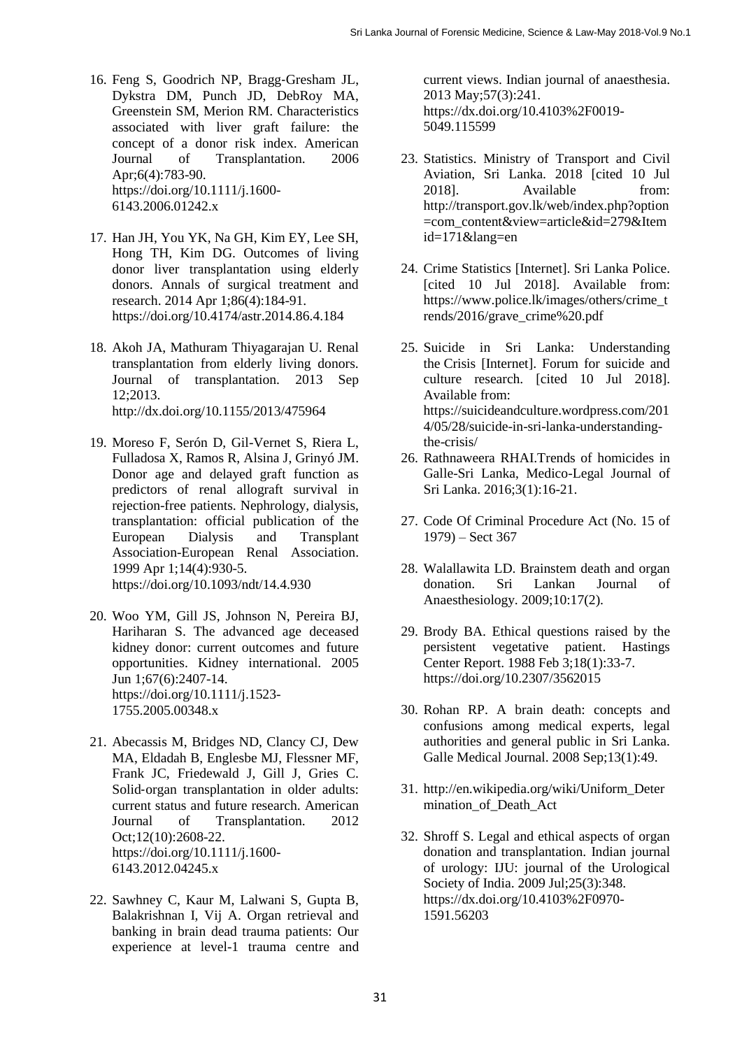16. Feng S, Goodrich NP, Bragg-Gresham JL, Dykstra DM, Punch JD, DebRoy MA, Greenstein SM, Merion RM. Characteristics associated with liver graft failure: the concept of a donor risk index. American Journal of Transplantation. 2006 Apr;6(4):783-90. https://doi.org/10.1111/j.1600-6143.2006.01242.x

17. Han JH, You YK, Na GH, Kim EY, Lee SH, Hong TH, Kim DG. Outcomes of living donor liver transplantation using elderly donors. Annals of surgical treatment and research. 2014 Apr 1;86(4):184-91. https://doi.org/10.4174/astr.2014.86.4.184

18. Akoh JA, Mathuram Thiyagarajan U. Renal transplantation from elderly living donors. Journal of transplantation. 2013 Sep 12;2013. http://dx.doi.org/10.1155/2013/475964

19. Moreso F, Serón D, Gil-Vernet S, Riera L, Fulladosa X, Ramos R, Alsina J, Grinyó JM. Donor age and delayed graft function as predictors of renal allograft survival in rejection-free patients. Nephrology, dialysis, transplantation: official publication of the European Dialysis and Transplant Association-European Renal Association. 1999 Apr 1;14(4):930-5. https://doi.org/10.1093/ndt/14.4.930

20. Woo YM, Gill JS, Johnson N, Pereira BJ, Hariharan S. The advanced age deceased kidney donor: current outcomes and future opportunities. Kidney international. 2005 Jun 1;67(6):2407-14. https://doi.org/10.1111/j.1523-1755.2005.00348.x

21. Abecassis M, Bridges ND, Clancy CJ, Dew MA, Eldadah B, Englesbe MJ, Flessner MF, Frank JC, Friedewald J, Gill J, Gries C. Solid-organ transplantation in older adults: current status and future research. American Journal of Transplantation. 2012 Oct;12(10):2608-22. https://doi.org/10.1111/j.1600-6143.2012.04245.x

22. Sawhney C, Kaur M, Lalwani S, Gupta B, Balakrishnan I, Vij A. Organ retrieval and banking in brain dead trauma patients: Our experience at level-1 trauma centre and current views. Indian journal of anaesthesia. 2013 May;57(3):241. https://dx.doi.org/10.4103%2F0019-5049.115599

23. Statistics. Ministry of Transport and Civil Aviation, Sri Lanka. 2018 [cited 10 Jul 2018]. Available from: http://transport.gov.lk/web/index.php?option=com_content&view=article&id=279&Itemid=171&lang=en

24. Crime Statistics [Internet]. Sri Lanka Police. [cited 10 Jul 2018]. Available from: https://www.police.lk/images/others/crime_trends/2016/grave_crime%20.pdf

25. Suicide in Sri Lanka: Understanding the Crisis [Internet]. Forum for suicide and culture research. [cited 10 Jul 2018]. Available from: https://suicideandculture.wordpress.com/2014/05/28/suicide-in-sri-lanka-understanding-the-crisis/

26. Rathnaweera RHAI.Trends of homicides in Galle-Sri Lanka, Medico-Legal Journal of Sri Lanka. 2016;3(1):16-21.

27. Code Of Criminal Procedure Act (No. 15 of 1979) – Sect 367

28. Walallawita LD. Brainstem death and organ donation. Sri Lankan Journal of Anaesthesiology. 2009;10:17(2).

29. Brody BA. Ethical questions raised by the persistent vegetative patient. Hastings Center Report. 1988 Feb 3;18(1):33-7. https://doi.org/10.2307/3562015

30. Rohan RP. A brain death: concepts and confusions among medical experts, legal authorities and general public in Sri Lanka. Galle Medical Journal. 2008 Sep;13(1):49.

31. http://en.wikipedia.org/wiki/Uniform_Determination_of_Death_Act

32. Shroff S. Legal and ethical aspects of organ donation and transplantation. Indian journal of urology: IJU: journal of the Urological Society of India. 2009 Jul;25(3):348. https://dx.doi.org/10.4103%2F0970-1591.56203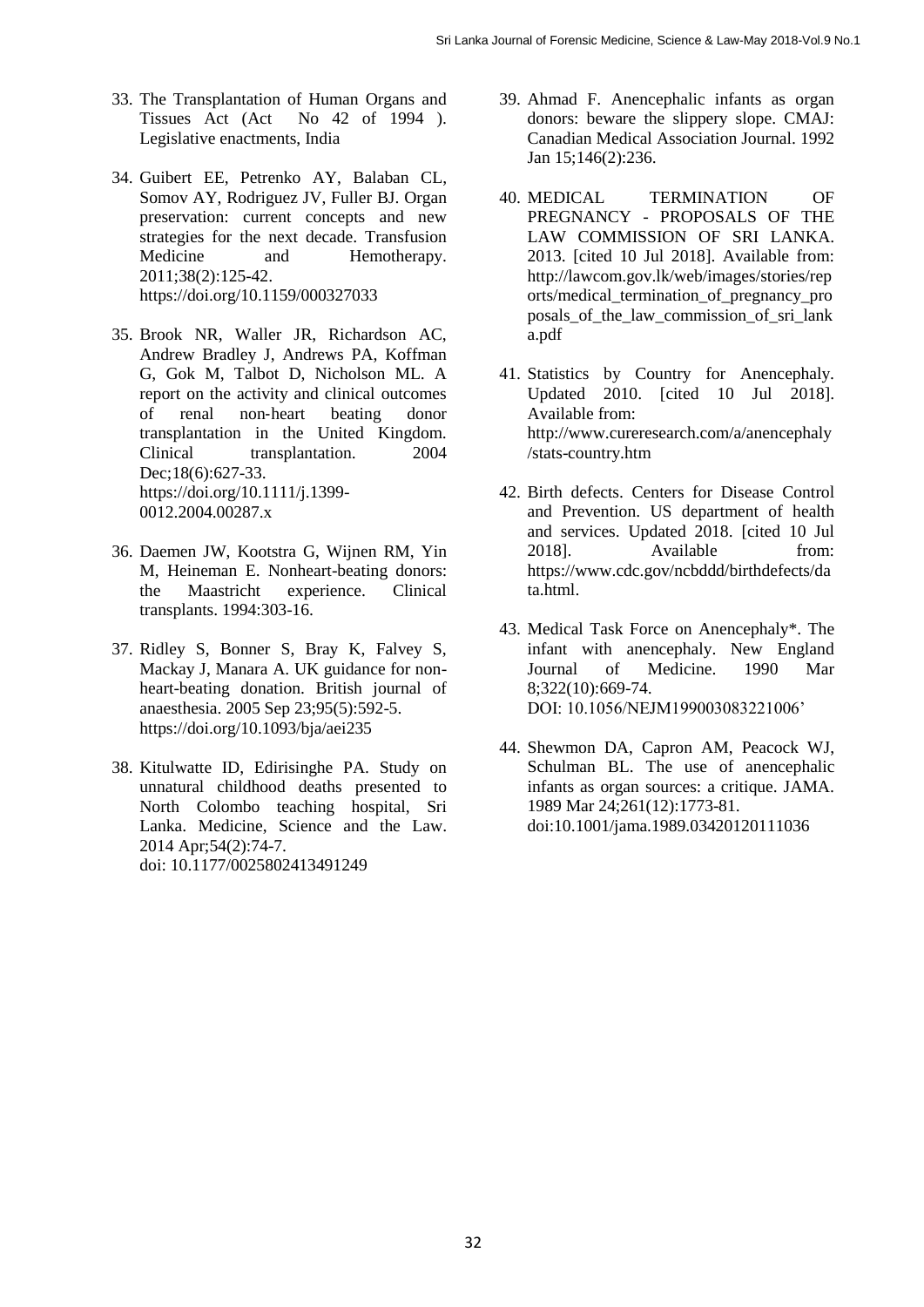33. The Transplantation of Human Organs and Tissues Act (Act No 42 of 1994 ). Legislative enactments, India

34. Guibert EE, Petrenko AY, Balaban CL, Somov AY, Rodriguez JV, Fuller BJ. Organ preservation: current concepts and new strategies for the next decade. Transfusion Medicine and Hemotherapy. 2011;38(2):125-42. https://doi.org/10.1159/000327033

35. Brook NR, Waller JR, Richardson AC, Andrew Bradley J, Andrews PA, Koffman G, Gok M, Talbot D, Nicholson ML. A report on the activity and clinical outcomes of renal non-heart beating donor transplantation in the United Kingdom. Clinical transplantation. 2004 Dec;18(6):627-33. https://doi.org/10.1111/j.1399-0012.2004.00287.x

36. Daemen JW, Kootstra G, Wijnen RM, Yin M, Heineman E. Nonheart-beating donors: the Maastricht experience. Clinical transplants. 1994:303-16.

37. Ridley S, Bonner S, Bray K, Falvey S, Mackay J, Manara A. UK guidance for non-heart-beating donation. British journal of anaesthesia. 2005 Sep 23;95(5):592-5. https://doi.org/10.1093/bja/aei235

38. Kitulwatte ID, Edirisinghe PA. Study on unnatural childhood deaths presented to North Colombo teaching hospital, Sri Lanka. Medicine, Science and the Law. 2014 Apr;54(2):74-7. doi: 10.1177/0025802413491249

39. Ahmad F. Anencephalic infants as organ donors: beware the slippery slope. CMAJ: Canadian Medical Association Journal. 1992 Jan 15;146(2):236.

40. MEDICAL TERMINATION OF PREGNANCY - PROPOSALS OF THE LAW COMMISSION OF SRI LANKA. 2013. [cited 10 Jul 2018]. Available from: http://lawcom.gov.lk/web/images/stories/reports/medical_termination_of_pregnancy_proposals_of_the_law_commission_of_sri_lanka.pdf

41. Statistics by Country for Anencephaly. Updated 2010. [cited 10 Jul 2018]. Available from: http://www.cureresearch.com/a/anencephaly/stats-country.htm

42. Birth defects. Centers for Disease Control and Prevention. US department of health and services. Updated 2018. [cited 10 Jul 2018]. Available from: https://www.cdc.gov/ncbddd/birthdefects/data.html.

43. Medical Task Force on Anencephaly*. The infant with anencephaly. New England Journal of Medicine. 1990 Mar 8;322(10):669-74. DOI: 10.1056/NEJM199003083221006'

44. Shewmon DA, Capron AM, Peacock WJ, Schulman BL. The use of anencephalic infants as organ sources: a critique. JAMA. 1989 Mar 24;261(12):1773-81. doi:10.1001/jama.1989.03420120111036